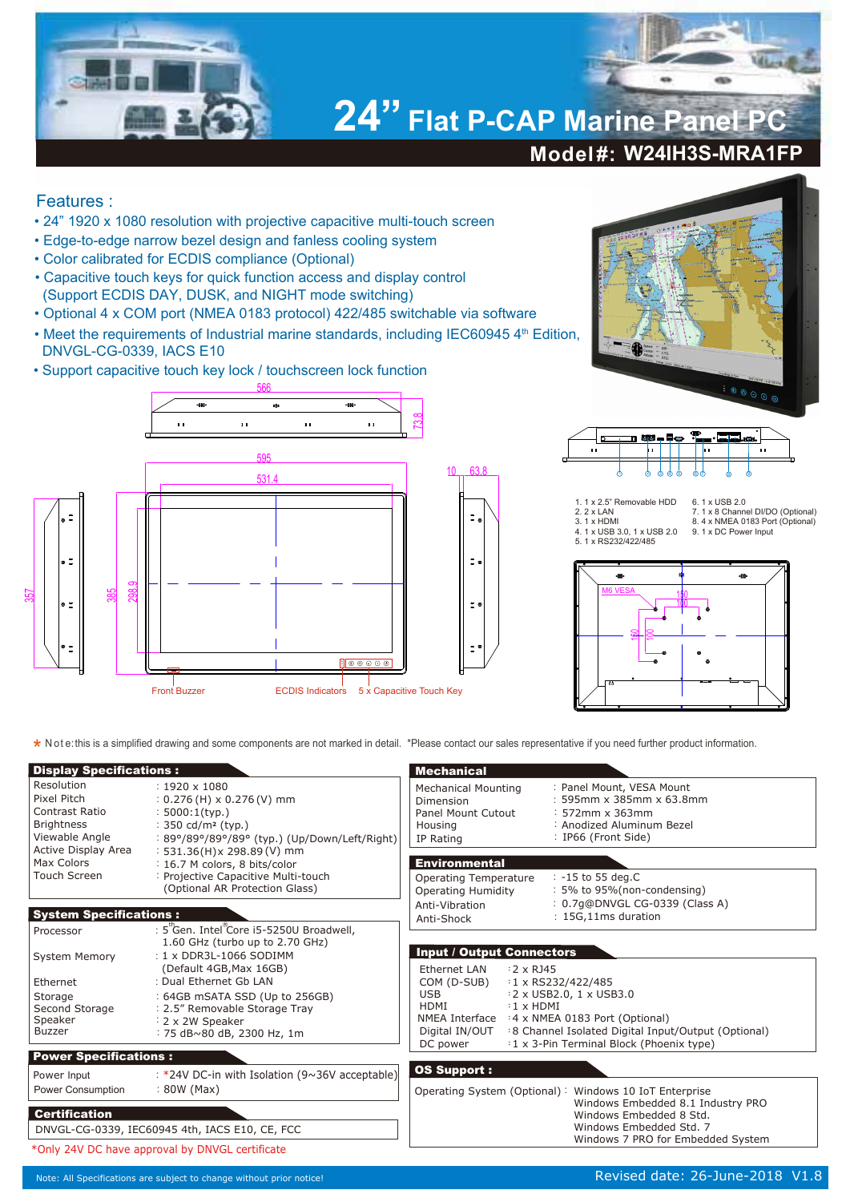# 24" Flat P-CAP Marine Panel PC

## Model#: W24IH3S-MRA1FP

## Features :

- 24" 1920 x 1080 resolution with projective capacitive multi-touch screen
- Edge-to-edge narrow bezel design and fanless cooling system
- Color calibrated for ECDIS compliance (Optional)
- Capacitive touch keys for quick function access and display control (Support ECDIS DAY, DUSK, and NIGHT mode switching)
- Optional 4 x COM port (NMEA 0183 protocol) 422/485 switchable via software
- Meet the requirements of Industrial marine standards, including IEC60945 4th Edition, DNVGL-CG-0339, IACS E10
- Support capacitive touch key lock / touchscreen lock function

566

73.8

595

531.4

10 63.8

357 385 298.9

Front Buzzer    ECDIS Indicators    5 x Capacitive Touch Key

1. 1 x 2.5" Removable HDD
2. 2 x LAN
3. 1 x HDMI
4. 1 x USB 3.0, 1 x USB 2.0
5. 1 x RS232/422/485
6. 1 x USB 2.0
7. 1 x 8 Channel DI/DO (Optional)
8. 4 x NMEA 0183 Port (Optional)
9. 1 x DC Power Input

M6 VESA 150 100 150 100

* Note: this is a simplified drawing and some components are not marked in detail. *Please contact our sales representative if you need further product information.

### Display Specifications :

| | |
|---|---|
| Resolution | 1920 x 1080 |
| Pixel Pitch | 0.276 (H) x 0.276 (V) mm |
| Contrast Ratio | 5000:1(typ.) |
| Brightness | 350 cd/m² (typ.) |
| Viewable Angle | 89°/89°/89°/89° (typ.) (Up/Down/Left/Right) |
| Active Display Area | 531.36(H)x 298.89 (V) mm |
| Max Colors | 16.7 M colors, 8 bits/color |
| Touch Screen | Projective Capacitive Multi-touch (Optional AR Protection Glass) |

### System Specifications :

| | |
|---|---|
| Processor | 5th Gen. Intel® Core i5-5250U Broadwell, 1.60 GHz (turbo up to 2.70 GHz) |
| System Memory | 1 x DDR3L-1066 SODIMM (Default 4GB,Max 16GB) |
| Ethernet | Dual Ethernet Gb LAN |
| Storage | 64GB mSATA SSD (Up to 256GB) |
| Second Storage | 2.5" Removable Storage Tray |
| Speaker | 2 x 2W Speaker |
| Buzzer | 75 dB~80 dB, 2300 Hz, 1m |

### Power Specifications :

| | |
|---|---|
| Power Input | *24V DC-in with Isolation (9~36V acceptable) |
| Power Consumption | 80W (Max) |

### Certification

DNVGL-CG-0339, IEC60945 4th, IACS E10, CE, FCC

*Only 24V DC have approval by DNVGL certificate

### Mechanical

| | |
|---|---|
| Mechanical Mounting | Panel Mount, VESA Mount |
| Dimension | 595mm x 385mm x 63.8mm |
| Panel Mount Cutout | 572mm x 363mm |
| Housing | Anodized Aluminum Bezel |
| IP Rating | IP66 (Front Side) |

### Environmental

| | |
|---|---|
| Operating Temperature | -15 to 55 deg.C |
| Operating Humidity | 5% to 95%(non-condensing) |
| Anti-Vibration | 0.7g@DNVGL CG-0339 (Class A) |
| Anti-Shock | 15G,11ms duration |

### Input / Output Connectors

| | |
|---|---|
| Ethernet LAN | 2 x RJ45 |
| COM (D-SUB) | 1 x RS232/422/485 |
| USB | 2 x USB2.0, 1 x USB3.0 |
| HDMI | 1 x HDMI |
| NMEA Interface | 4 x NMEA 0183 Port (Optional) |
| Digital IN/OUT | 8 Channel Isolated Digital Input/Output (Optional) |
| DC power | 1 x 3-Pin Terminal Block (Phoenix type) |

### OS Support :

| | |
|---|---|
| Operating System (Optional) | Windows 10 IoT Enterprise<br>Windows Embedded 8.1 Industry PRO<br>Windows Embedded 8 Std.<br>Windows Embedded Std. 7<br>Windows 7 PRO for Embedded System |

Note: All Specifications are subject to change without prior notice!

Revised date: 26-June-2018 V1.8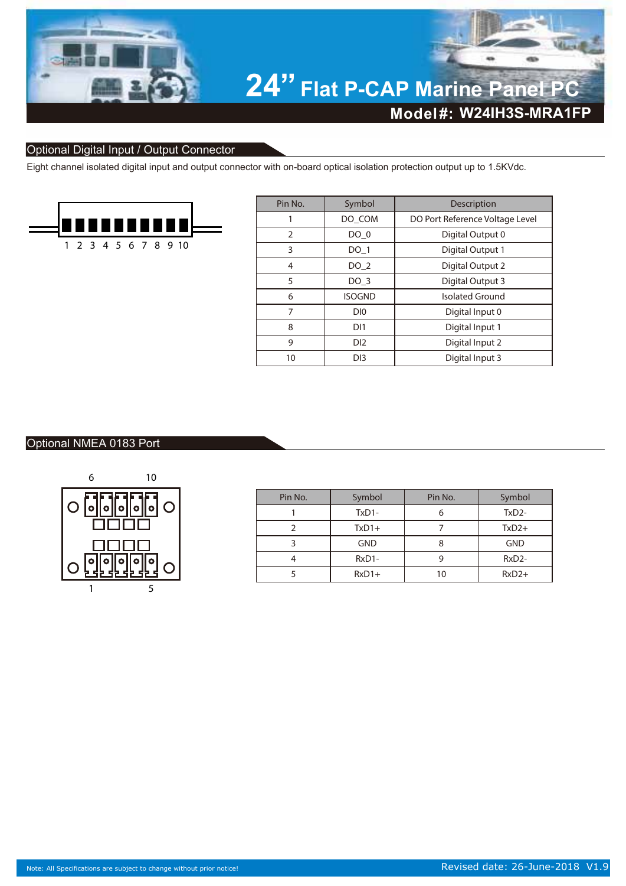# 24" Flat P-CAP Marine Panel PC

**Model#: W24IH3S-MRA1FP**

## Optional Digital Input / Output Connector

Eight channel isolated digital input and output connector with on-board optical isolation protection output up to 1.5KVdc.

1 2 3 4 5 6 7 8 9 10

| Pin No. | Symbol | Description |
|---|---|---|
| 1 | DO_COM | DO Port Reference Voltage Level |
| 2 | DO_0 | Digital Output 0 |
| 3 | DO_1 | Digital Output 1 |
| 4 | DO_2 | Digital Output 2 |
| 5 | DO_3 | Digital Output 3 |
| 6 | ISOGND | Isolated Ground |
| 7 | DI0 | Digital Input 0 |
| 8 | DI1 | Digital Input 1 |
| 9 | DI2 | Digital Input 2 |
| 10 | DI3 | Digital Input 3 |

## Optional NMEA 0183 Port

6 10

1 5

| Pin No. | Symbol | Pin No. | Symbol |
|---|---|---|---|
| 1 | TxD1- | 6 | TxD2- |
| 2 | TxD1+ | 7 | TxD2+ |
| 3 | GND | 8 | GND |
| 4 | RxD1- | 9 | RxD2- |
| 5 | RxD1+ | 10 | RxD2+ |

Note: All Specifications are subject to change without prior notice!

Revised date: 26-June-2018 V1.9